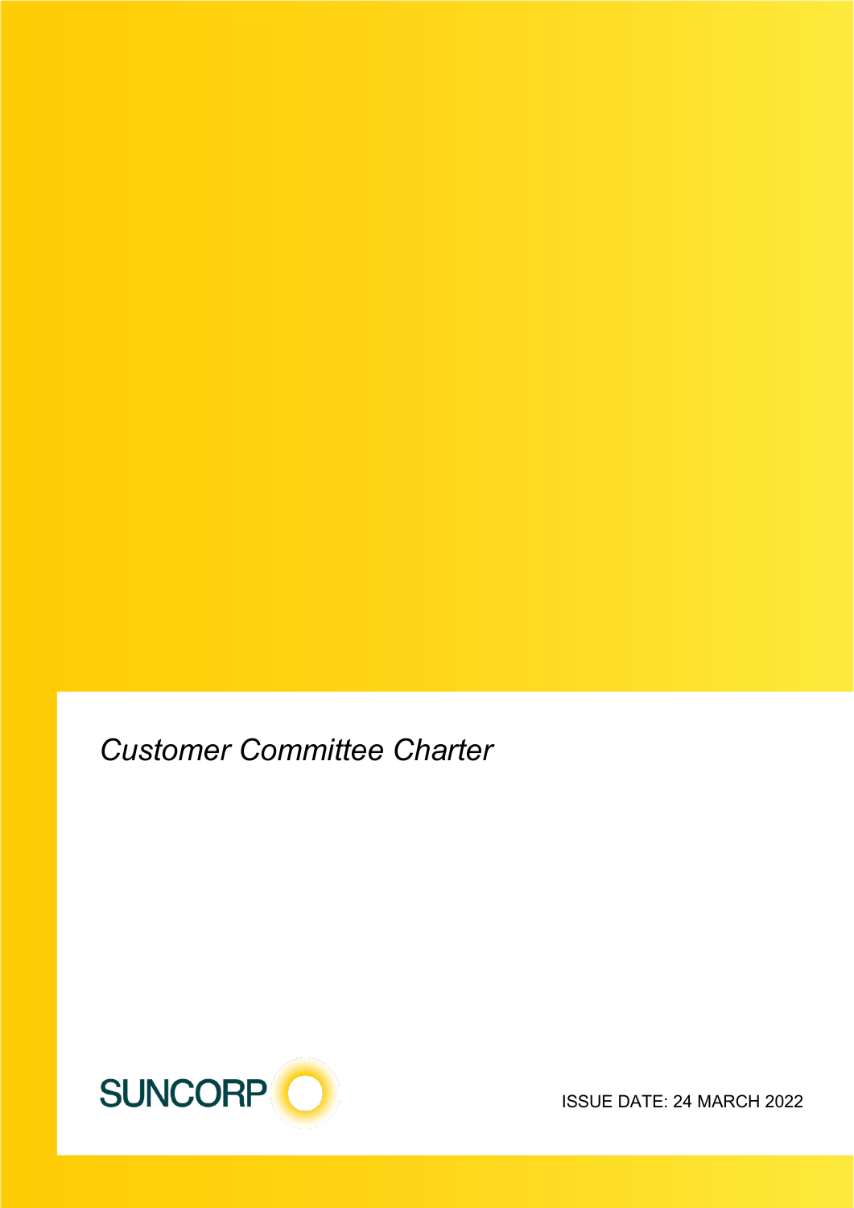# *Customer Committee Charter*

SUNCORP

ISSUE DATE: 24 MARCH 2022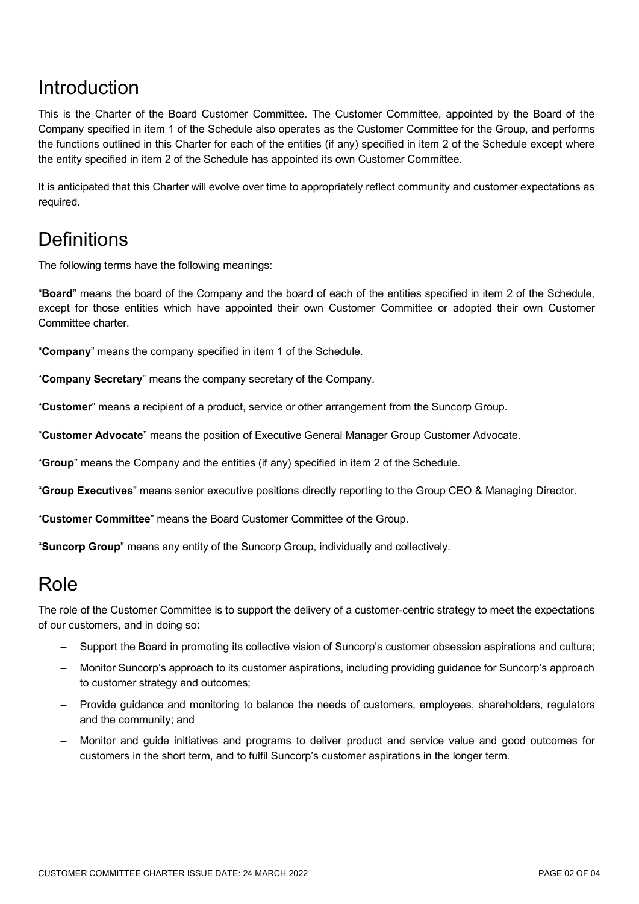# Introduction

This is the Charter of the Board Customer Committee. The Customer Committee, appointed by the Board of the Company specified in item 1 of the Schedule also operates as the Customer Committee for the Group, and performs the functions outlined in this Charter for each of the entities (if any) specified in item 2 of the Schedule except where the entity specified in item 2 of the Schedule has appointed its own Customer Committee.

It is anticipated that this Charter will evolve over time to appropriately reflect community and customer expectations as required.

# Definitions

The following terms have the following meanings:

"**Board**" means the board of the Company and the board of each of the entities specified in item 2 of the Schedule, except for those entities which have appointed their own Customer Committee or adopted their own Customer Committee charter.

"**Company**" means the company specified in item 1 of the Schedule.

"**Company Secretary**" means the company secretary of the Company.

"**Customer**" means a recipient of a product, service or other arrangement from the Suncorp Group.

"**Customer Advocate**" means the position of Executive General Manager Group Customer Advocate.

"**Group**" means the Company and the entities (if any) specified in item 2 of the Schedule.

"**Group Executives**" means senior executive positions directly reporting to the Group CEO & Managing Director.

"**Customer Committee**" means the Board Customer Committee of the Group.

"**Suncorp Group**" means any entity of the Suncorp Group, individually and collectively.

# Role

The role of the Customer Committee is to support the delivery of a customer-centric strategy to meet the expectations of our customers, and in doing so:

- Support the Board in promoting its collective vision of Suncorp's customer obsession aspirations and culture;
- Monitor Suncorp's approach to its customer aspirations, including providing guidance for Suncorp's approach to customer strategy and outcomes;
- Provide guidance and monitoring to balance the needs of customers, employees, shareholders, regulators and the community; and
- Monitor and guide initiatives and programs to deliver product and service value and good outcomes for customers in the short term, and to fulfil Suncorp's customer aspirations in the longer term.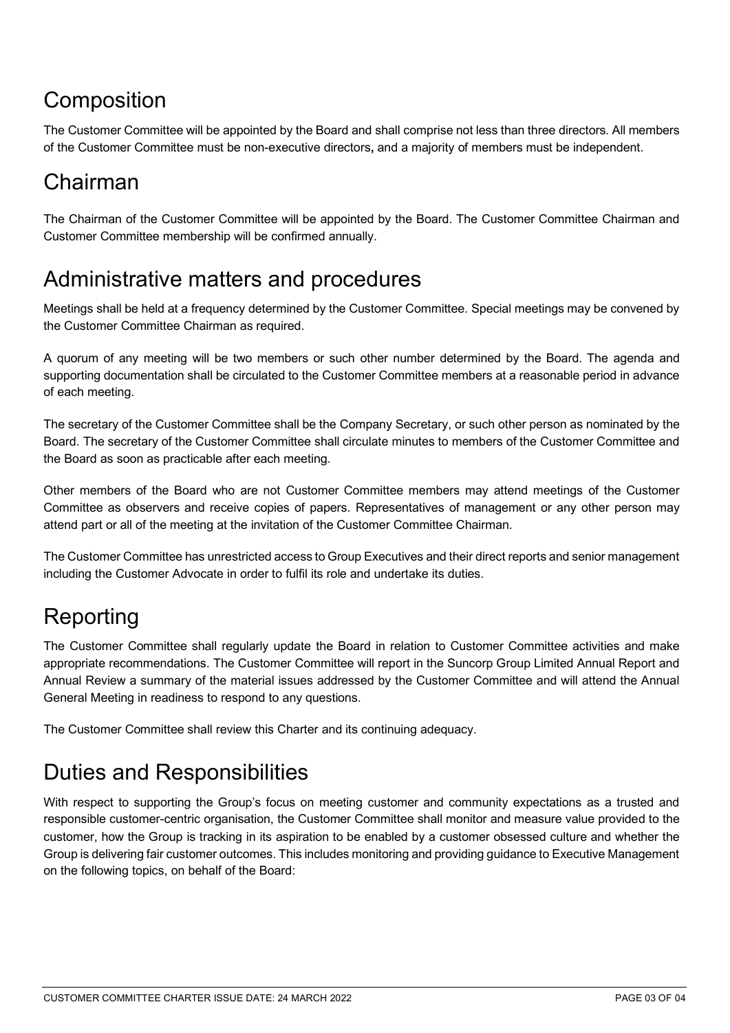## Composition

The Customer Committee will be appointed by the Board and shall comprise not less than three directors. All members of the Customer Committee must be non-executive directors**,** and a majority of members must be independent.

## Chairman

The Chairman of the Customer Committee will be appointed by the Board. The Customer Committee Chairman and Customer Committee membership will be confirmed annually.

## Administrative matters and procedures

Meetings shall be held at a frequency determined by the Customer Committee. Special meetings may be convened by the Customer Committee Chairman as required.

A quorum of any meeting will be two members or such other number determined by the Board. The agenda and supporting documentation shall be circulated to the Customer Committee members at a reasonable period in advance of each meeting.

The secretary of the Customer Committee shall be the Company Secretary, or such other person as nominated by the Board. The secretary of the Customer Committee shall circulate minutes to members of the Customer Committee and the Board as soon as practicable after each meeting.

Other members of the Board who are not Customer Committee members may attend meetings of the Customer Committee as observers and receive copies of papers. Representatives of management or any other person may attend part or all of the meeting at the invitation of the Customer Committee Chairman.

The Customer Committee has unrestricted access to Group Executives and their direct reports and senior management including the Customer Advocate in order to fulfil its role and undertake its duties.

## Reporting

The Customer Committee shall regularly update the Board in relation to Customer Committee activities and make appropriate recommendations. The Customer Committee will report in the Suncorp Group Limited Annual Report and Annual Review a summary of the material issues addressed by the Customer Committee and will attend the Annual General Meeting in readiness to respond to any questions.

The Customer Committee shall review this Charter and its continuing adequacy.

## Duties and Responsibilities

With respect to supporting the Group's focus on meeting customer and community expectations as a trusted and responsible customer-centric organisation, the Customer Committee shall monitor and measure value provided to the customer, how the Group is tracking in its aspiration to be enabled by a customer obsessed culture and whether the Group is delivering fair customer outcomes. This includes monitoring and providing guidance to Executive Management on the following topics, on behalf of the Board: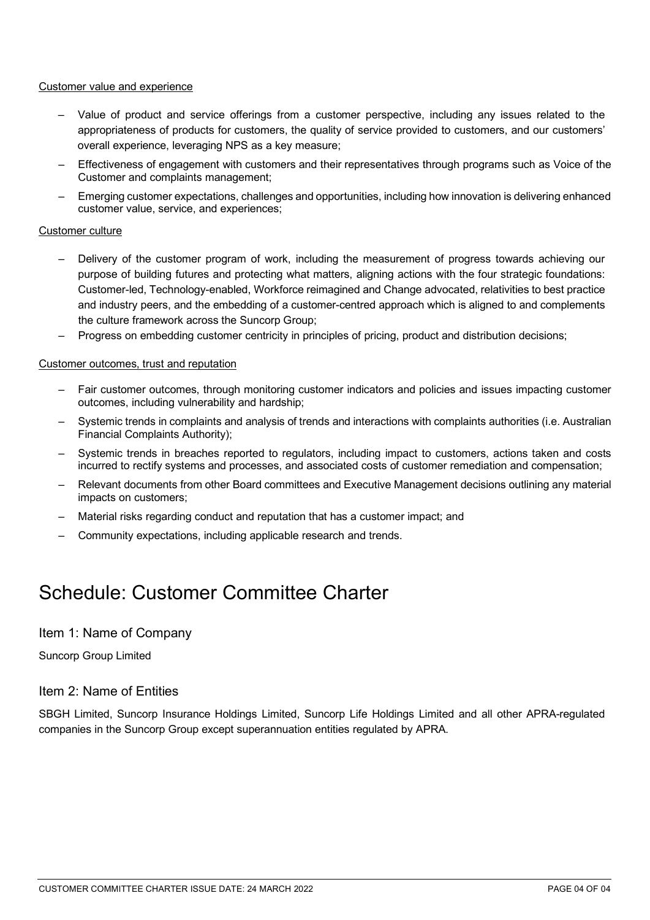Customer value and experience

- Value of product and service offerings from a customer perspective, including any issues related to the appropriateness of products for customers, the quality of service provided to customers, and our customers' overall experience, leveraging NPS as a key measure;
- Effectiveness of engagement with customers and their representatives through programs such as Voice of the Customer and complaints management;
- Emerging customer expectations, challenges and opportunities, including how innovation is delivering enhanced customer value, service, and experiences;

Customer culture

- Delivery of the customer program of work, including the measurement of progress towards achieving our purpose of building futures and protecting what matters, aligning actions with the four strategic foundations: Customer-led, Technology-enabled, Workforce reimagined and Change advocated, relativities to best practice and industry peers, and the embedding of a customer-centred approach which is aligned to and complements the culture framework across the Suncorp Group;
- Progress on embedding customer centricity in principles of pricing, product and distribution decisions;

Customer outcomes, trust and reputation

- Fair customer outcomes, through monitoring customer indicators and policies and issues impacting customer outcomes, including vulnerability and hardship;
- Systemic trends in complaints and analysis of trends and interactions with complaints authorities (i.e. Australian Financial Complaints Authority);
- Systemic trends in breaches reported to regulators, including impact to customers, actions taken and costs incurred to rectify systems and processes, and associated costs of customer remediation and compensation;
- Relevant documents from other Board committees and Executive Management decisions outlining any material impacts on customers;
- Material risks regarding conduct and reputation that has a customer impact; and
- Community expectations, including applicable research and trends.

# Schedule: Customer Committee Charter

## Item 1: Name of Company

Suncorp Group Limited

## Item 2: Name of Entities

SBGH Limited, Suncorp Insurance Holdings Limited, Suncorp Life Holdings Limited and all other APRA-regulated companies in the Suncorp Group except superannuation entities regulated by APRA.